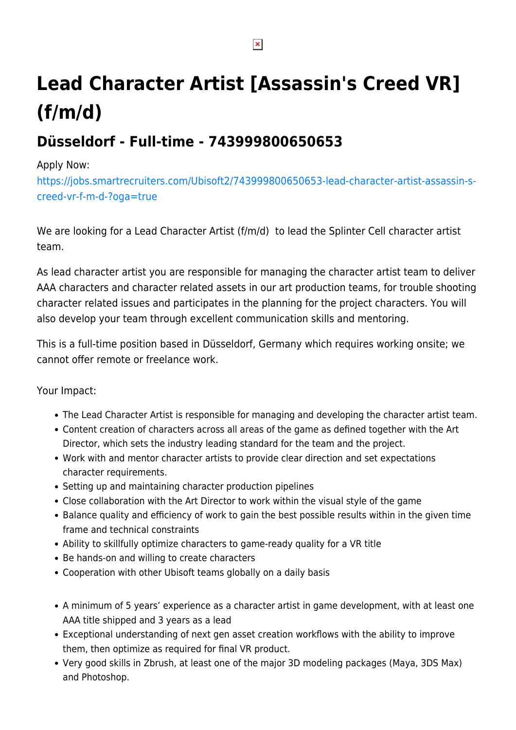# Lead Character Artist [Assassin's Creed VR] (f/m/d)

## Düsseldorf - Full-time - 743999800650653

Apply Now:
https://jobs.smartrecruiters.com/Ubisoft2/743999800650653-lead-character-artist-assassin-s-creed-vr-f-m-d-?oga=true

We are looking for a Lead Character Artist (f/m/d) to lead the Splinter Cell character artist team.

As lead character artist you are responsible for managing the character artist team to deliver AAA characters and character related assets in our art production teams, for trouble shooting character related issues and participates in the planning for the project characters. You will also develop your team through excellent communication skills and mentoring.

This is a full-time position based in Düsseldorf, Germany which requires working onsite; we cannot offer remote or freelance work.

Your Impact:

- The Lead Character Artist is responsible for managing and developing the character artist team.
- Content creation of characters across all areas of the game as defined together with the Art Director, which sets the industry leading standard for the team and the project.
- Work with and mentor character artists to provide clear direction and set expectations character requirements.
- Setting up and maintaining character production pipelines
- Close collaboration with the Art Director to work within the visual style of the game
- Balance quality and efficiency of work to gain the best possible results within in the given time frame and technical constraints
- Ability to skillfully optimize characters to game-ready quality for a VR title
- Be hands-on and willing to create characters
- Cooperation with other Ubisoft teams globally on a daily basis

- A minimum of 5 years' experience as a character artist in game development, with at least one AAA title shipped and 3 years as a lead
- Exceptional understanding of next gen asset creation workflows with the ability to improve them, then optimize as required for final VR product.
- Very good skills in Zbrush, at least one of the major 3D modeling packages (Maya, 3DS Max) and Photoshop.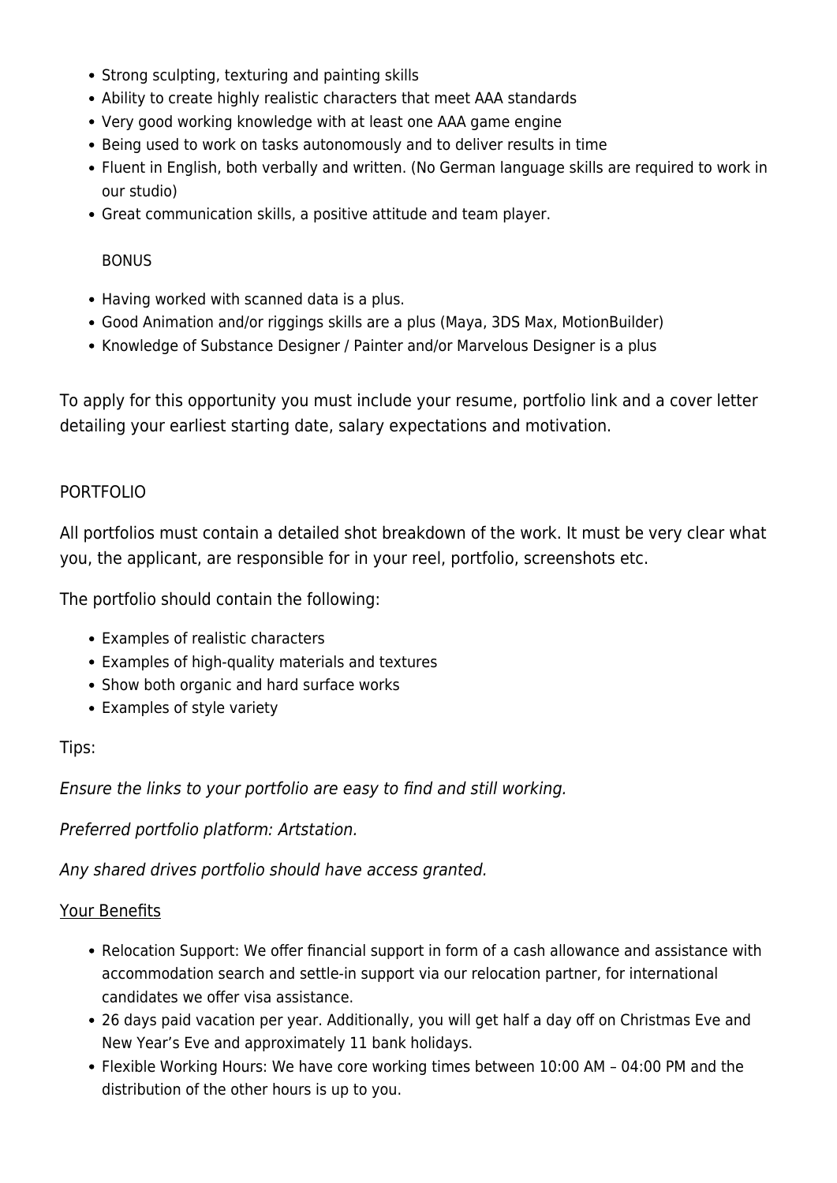- Strong sculpting, texturing and painting skills
- Ability to create highly realistic characters that meet AAA standards
- Very good working knowledge with at least one AAA game engine
- Being used to work on tasks autonomously and to deliver results in time
- Fluent in English, both verbally and written. (No German language skills are required to work in our studio)
- Great communication skills, a positive attitude and team player.

BONUS

- Having worked with scanned data is a plus.
- Good Animation and/or riggings skills are a plus (Maya, 3DS Max, MotionBuilder)
- Knowledge of Substance Designer / Painter and/or Marvelous Designer is a plus

To apply for this opportunity you must include your resume, portfolio link and a cover letter detailing your earliest starting date, salary expectations and motivation.

PORTFOLIO

All portfolios must contain a detailed shot breakdown of the work. It must be very clear what you, the applicant, are responsible for in your reel, portfolio, screenshots etc.

The portfolio should contain the following:

- Examples of realistic characters
- Examples of high-quality materials and textures
- Show both organic and hard surface works
- Examples of style variety

Tips:

*Ensure the links to your portfolio are easy to find and still working.*

*Preferred portfolio platform: Artstation.*

*Any shared drives portfolio should have access granted.*

Your Benefits

- Relocation Support: We offer financial support in form of a cash allowance and assistance with accommodation search and settle-in support via our relocation partner, for international candidates we offer visa assistance.
- 26 days paid vacation per year. Additionally, you will get half a day off on Christmas Eve and New Year's Eve and approximately 11 bank holidays.
- Flexible Working Hours: We have core working times between 10:00 AM – 04:00 PM and the distribution of the other hours is up to you.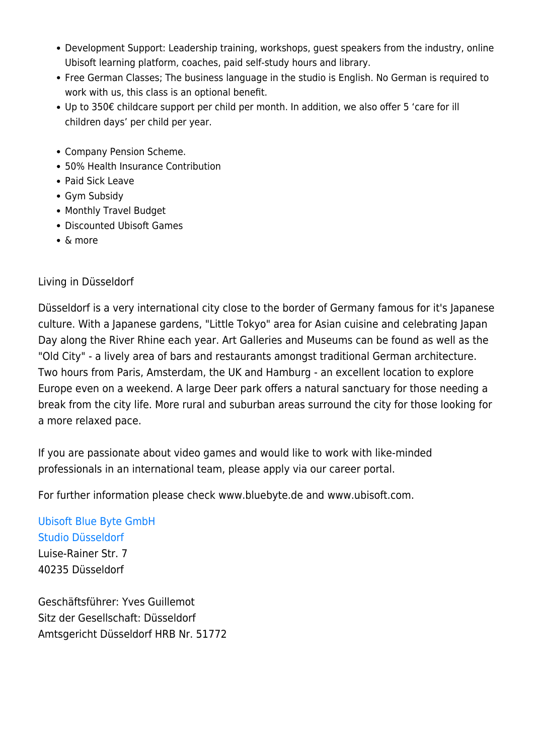- Development Support: Leadership training, workshops, guest speakers from the industry, online Ubisoft learning platform, coaches, paid self-study hours and library.
- Free German Classes; The business language in the studio is English. No German is required to work with us, this class is an optional benefit.
- Up to 350€ childcare support per child per month. In addition, we also offer 5 'care for ill children days' per child per year.

- Company Pension Scheme.
- 50% Health Insurance Contribution
- Paid Sick Leave
- Gym Subsidy
- Monthly Travel Budget
- Discounted Ubisoft Games
- & more

Living in Düsseldorf

Düsseldorf is a very international city close to the border of Germany famous for it's Japanese culture. With a Japanese gardens, "Little Tokyo" area for Asian cuisine and celebrating Japan Day along the River Rhine each year. Art Galleries and Museums can be found as well as the "Old City" - a lively area of bars and restaurants amongst traditional German architecture. Two hours from Paris, Amsterdam, the UK and Hamburg - an excellent location to explore Europe even on a weekend. A large Deer park offers a natural sanctuary for those needing a break from the city life. More rural and suburban areas surround the city for those looking for a more relaxed pace.

If you are passionate about video games and would like to work with like-minded professionals in an international team, please apply via our career portal.

For further information please check www.bluebyte.de and www.ubisoft.com.

Ubisoft Blue Byte GmbH
Studio Düsseldorf
Luise-Rainer Str. 7
40235 Düsseldorf

Geschäftsführer: Yves Guillemot
Sitz der Gesellschaft: Düsseldorf
Amtsgericht Düsseldorf HRB Nr. 51772